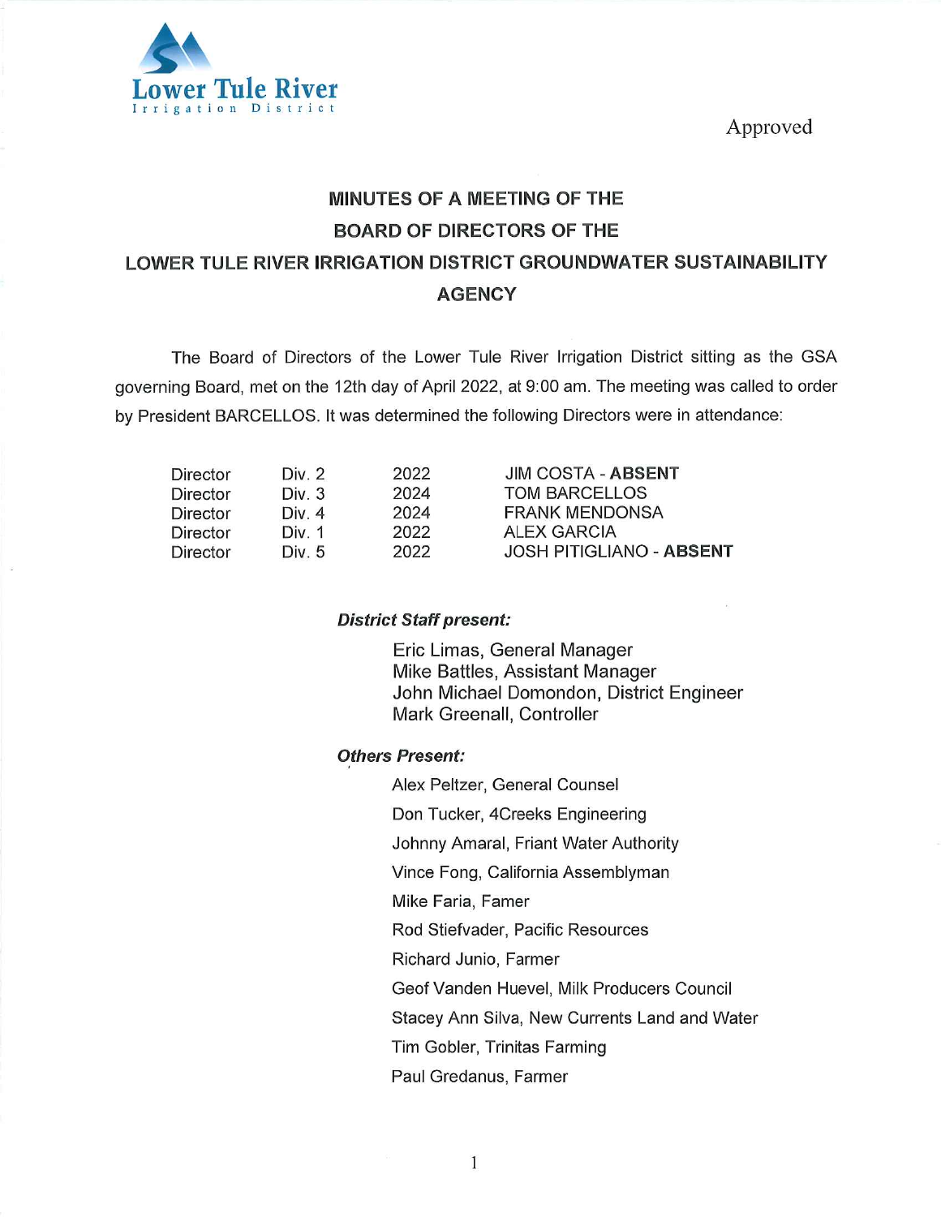Lower Tule River
Irrigation District

Approved

# MINUTES OF A MEETING OF THE BOARD OF DIRECTORS OF THE LOWER TULE RIVER IRRIGATION DISTRICT GROUNDWATER SUSTAINABILITY AGENCY

The Board of Directors of the Lower Tule River Irrigation District sitting as the GSA governing Board, met on the 12th day of April 2022, at 9:00 am. The meeting was called to order by President BARCELLOS. It was determined the following Directors were in attendance:

| | | | |
|---|---|---|---|
| Director | Div. 2 | 2022 | JIM COSTA - **ABSENT** |
| Director | Div. 3 | 2024 | TOM BARCELLOS |
| Director | Div. 4 | 2024 | FRANK MENDONSA |
| Director | Div. 1 | 2022 | ALEX GARCIA |
| Director | Div. 5 | 2022 | JOSH PITIGLIANO - **ABSENT** |

***District Staff present:***

Eric Limas, General Manager
Mike Battles, Assistant Manager
John Michael Domondon, District Engineer
Mark Greenall, Controller

***Others Present:***

Alex Peltzer, General Counsel
Don Tucker, 4Creeks Engineering
Johnny Amaral, Friant Water Authority
Vince Fong, California Assemblyman
Mike Faria, Famer
Rod Stiefvader, Pacific Resources
Richard Junio, Farmer
Geof Vanden Huevel, Milk Producers Council
Stacey Ann Silva, New Currents Land and Water
Tim Gobler, Trinitas Farming
Paul Gredanus, Farmer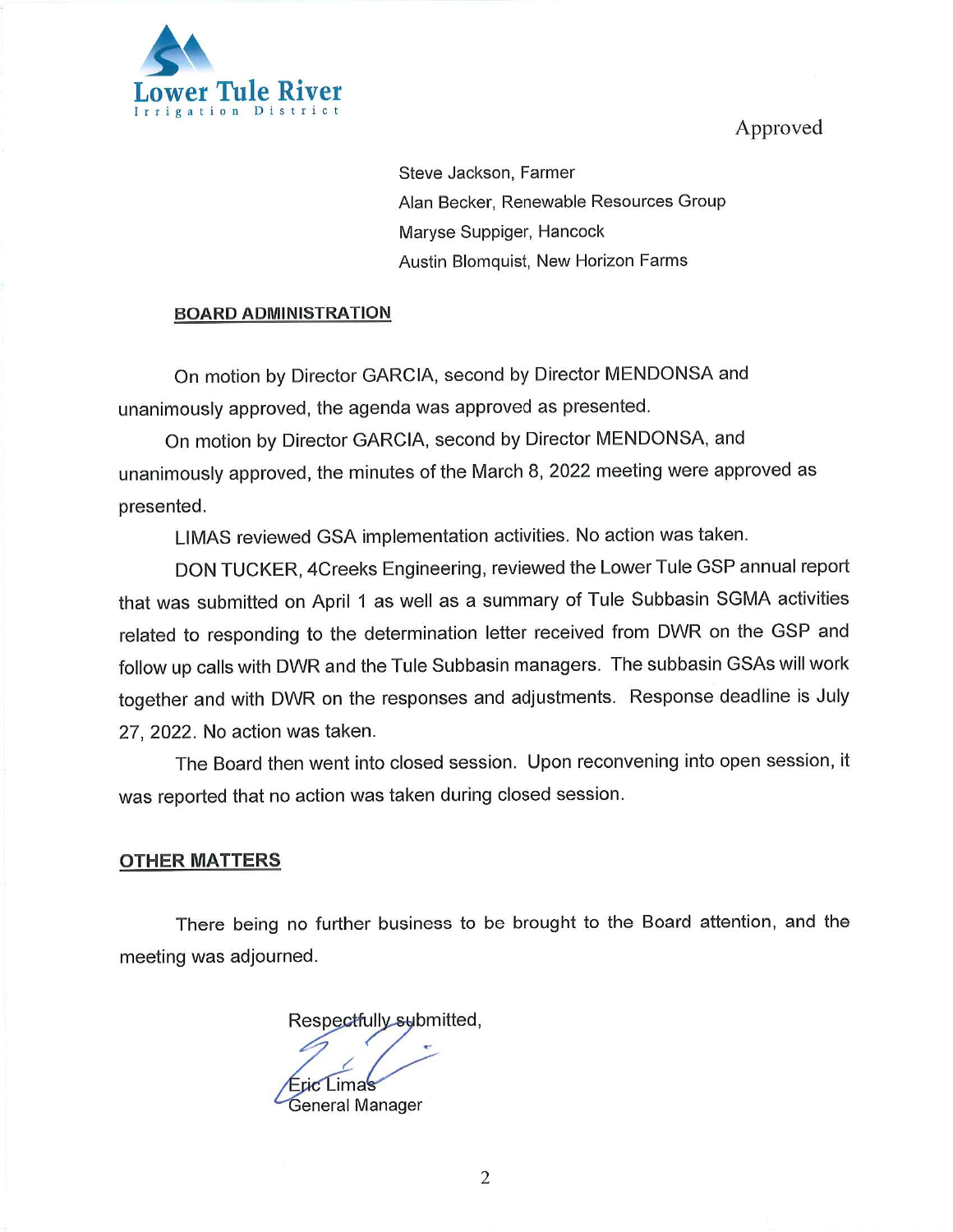Lower Tule River Irrigation District

Approved

Steve Jackson, Farmer
Alan Becker, Renewable Resources Group
Maryse Suppiger, Hancock
Austin Blomquist, New Horizon Farms

**BOARD ADMINISTRATION**

On motion by Director GARCIA, second by Director MENDONSA and unanimously approved, the agenda was approved as presented.

On motion by Director GARCIA, second by Director MENDONSA, and unanimously approved, the minutes of the March 8, 2022 meeting were approved as presented.

LIMAS reviewed GSA implementation activities. No action was taken.

DON TUCKER, 4Creeks Engineering, reviewed the Lower Tule GSP annual report that was submitted on April 1 as well as a summary of Tule Subbasin SGMA activities related to responding to the determination letter received from DWR on the GSP and follow up calls with DWR and the Tule Subbasin managers. The subbasin GSAs will work together and with DWR on the responses and adjustments. Response deadline is July 27, 2022. No action was taken.

The Board then went into closed session. Upon reconvening into open session, it was reported that no action was taken during closed session.

**OTHER MATTERS**

There being no further business to be brought to the Board attention, and the meeting was adjourned.

Respectfully submitted,

Eric Limas
General Manager